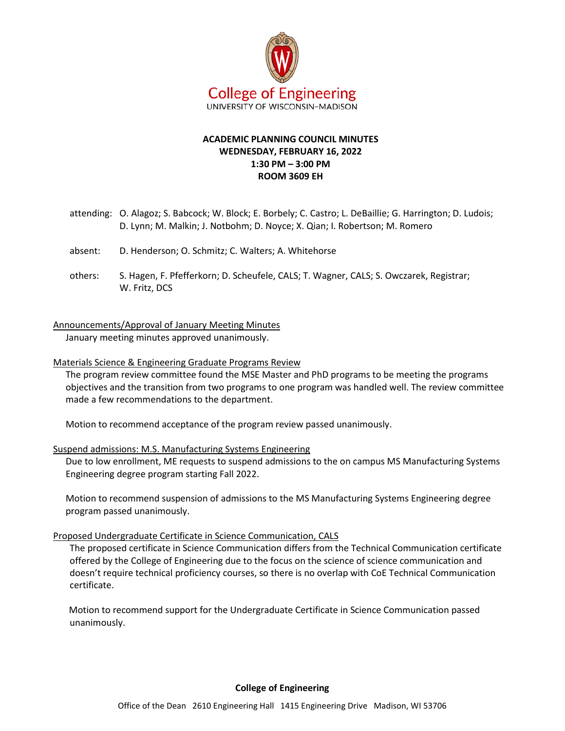College of Engineering
UNIVERSITY OF WISCONSIN–MADISON

**ACADEMIC PLANNING COUNCIL MINUTES**
**WEDNESDAY, FEBRUARY 16, 2022**
**1:30 PM – 3:00 PM**
**ROOM 3609 EH**

attending: O. Alagoz; S. Babcock; W. Block; E. Borbely; C. Castro; L. DeBaillie; G. Harrington; D. Ludois; D. Lynn; M. Malkin; J. Notbohm; D. Noyce; X. Qian; I. Robertson; M. Romero

absent: D. Henderson; O. Schmitz; C. Walters; A. Whitehorse

others: S. Hagen, F. Pfefferkorn; D. Scheufele, CALS; T. Wagner, CALS; S. Owczarek, Registrar; W. Fritz, DCS

Announcements/Approval of January Meeting Minutes

January meeting minutes approved unanimously.

Materials Science & Engineering Graduate Programs Review

The program review committee found the MSE Master and PhD programs to be meeting the programs objectives and the transition from two programs to one program was handled well. The review committee made a few recommendations to the department.

Motion to recommend acceptance of the program review passed unanimously.

Suspend admissions: M.S. Manufacturing Systems Engineering

Due to low enrollment, ME requests to suspend admissions to the on campus MS Manufacturing Systems Engineering degree program starting Fall 2022.

Motion to recommend suspension of admissions to the MS Manufacturing Systems Engineering degree program passed unanimously.

Proposed Undergraduate Certificate in Science Communication, CALS

The proposed certificate in Science Communication differs from the Technical Communication certificate offered by the College of Engineering due to the focus on the science of science communication and doesn't require technical proficiency courses, so there is no overlap with CoE Technical Communication certificate.

Motion to recommend support for the Undergraduate Certificate in Science Communication passed unanimously.

**College of Engineering**

Office of the Dean 2610 Engineering Hall 1415 Engineering Drive Madison, WI 53706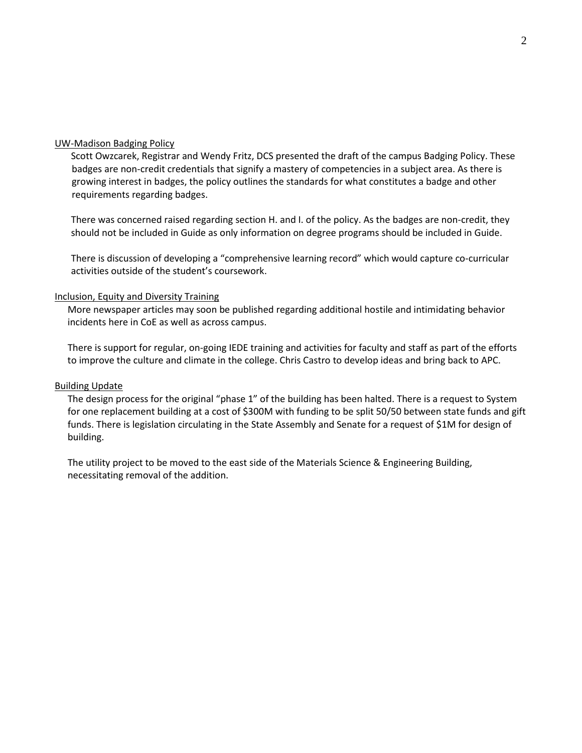UW-Madison Badging Policy

Scott Owzcarek, Registrar and Wendy Fritz, DCS presented the draft of the campus Badging Policy. These badges are non-credit credentials that signify a mastery of competencies in a subject area. As there is growing interest in badges, the policy outlines the standards for what constitutes a badge and other requirements regarding badges.

There was concerned raised regarding section H. and I. of the policy. As the badges are non-credit, they should not be included in Guide as only information on degree programs should be included in Guide.

There is discussion of developing a "comprehensive learning record" which would capture co-curricular activities outside of the student's coursework.

Inclusion, Equity and Diversity Training

More newspaper articles may soon be published regarding additional hostile and intimidating behavior incidents here in CoE as well as across campus.

There is support for regular, on-going IEDE training and activities for faculty and staff as part of the efforts to improve the culture and climate in the college. Chris Castro to develop ideas and bring back to APC.

Building Update

The design process for the original "phase 1" of the building has been halted. There is a request to System for one replacement building at a cost of $300M with funding to be split 50/50 between state funds and gift funds. There is legislation circulating in the State Assembly and Senate for a request of $1M for design of building.

The utility project to be moved to the east side of the Materials Science & Engineering Building, necessitating removal of the addition.